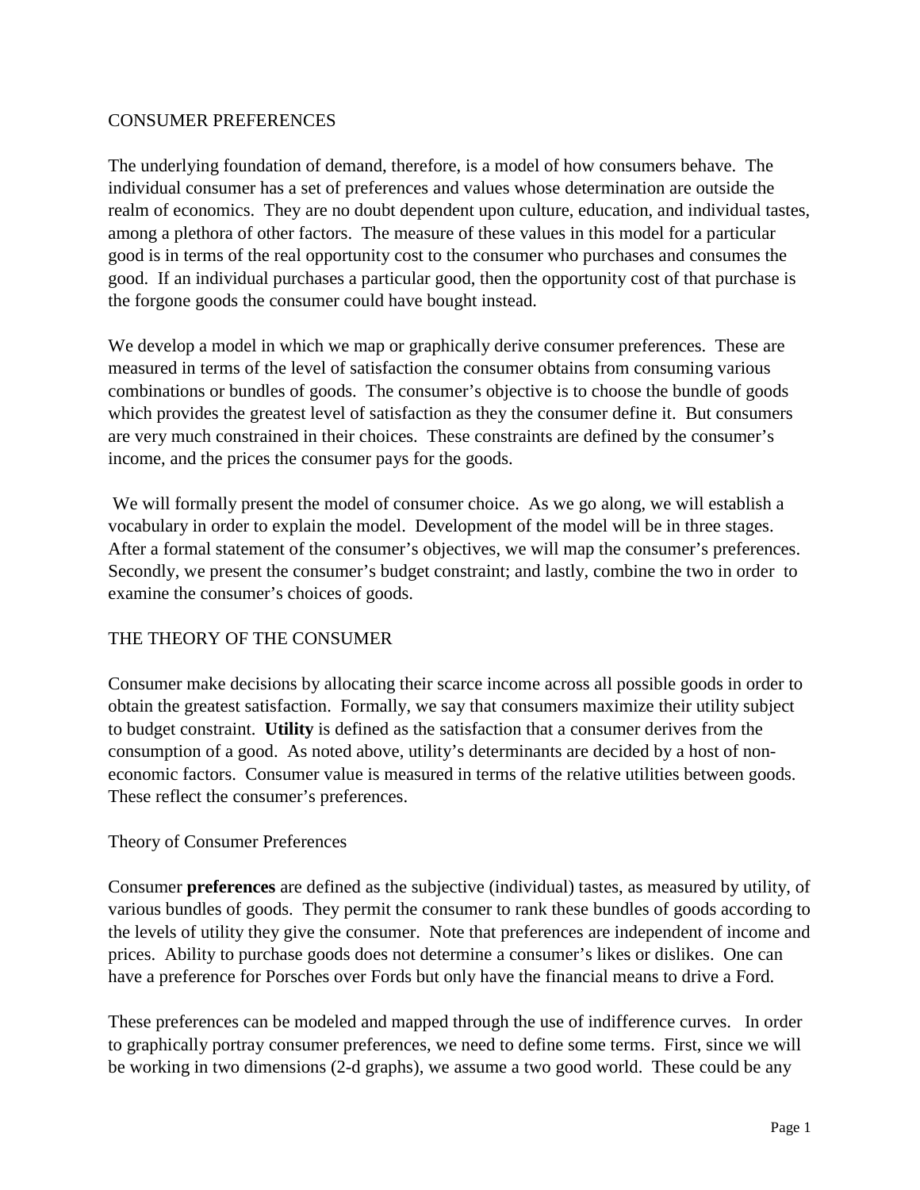# CONSUMER PREFERENCES

The underlying foundation of demand, therefore, is a model of how consumers behave. The individual consumer has a set of preferences and values whose determination are outside the realm of economics. They are no doubt dependent upon culture, education, and individual tastes, among a plethora of other factors. The measure of these values in this model for a particular good is in terms of the real opportunity cost to the consumer who purchases and consumes the good. If an individual purchases a particular good, then the opportunity cost of that purchase is the forgone goods the consumer could have bought instead.

We develop a model in which we map or graphically derive consumer preferences. These are measured in terms of the level of satisfaction the consumer obtains from consuming various combinations or bundles of goods. The consumer's objective is to choose the bundle of goods which provides the greatest level of satisfaction as they the consumer define it. But consumers are very much constrained in their choices. These constraints are defined by the consumer's income, and the prices the consumer pays for the goods.

We will formally present the model of consumer choice. As we go along, we will establish a vocabulary in order to explain the model. Development of the model will be in three stages. After a formal statement of the consumer's objectives, we will map the consumer's preferences. Secondly, we present the consumer's budget constraint; and lastly, combine the two in order to examine the consumer's choices of goods.

# THE THEORY OF THE CONSUMER

Consumer make decisions by allocating their scarce income across all possible goods in order to obtain the greatest satisfaction. Formally, we say that consumers maximize their utility subject to budget constraint. **Utility** is defined as the satisfaction that a consumer derives from the consumption of a good. As noted above, utility's determinants are decided by a host of non-economic factors. Consumer value is measured in terms of the relative utilities between goods. These reflect the consumer's preferences.

## Theory of Consumer Preferences

Consumer **preferences** are defined as the subjective (individual) tastes, as measured by utility, of various bundles of goods. They permit the consumer to rank these bundles of goods according to the levels of utility they give the consumer. Note that preferences are independent of income and prices. Ability to purchase goods does not determine a consumer's likes or dislikes. One can have a preference for Porsches over Fords but only have the financial means to drive a Ford.

These preferences can be modeled and mapped through the use of indifference curves. In order to graphically portray consumer preferences, we need to define some terms. First, since we will be working in two dimensions (2-d graphs), we assume a two good world. These could be any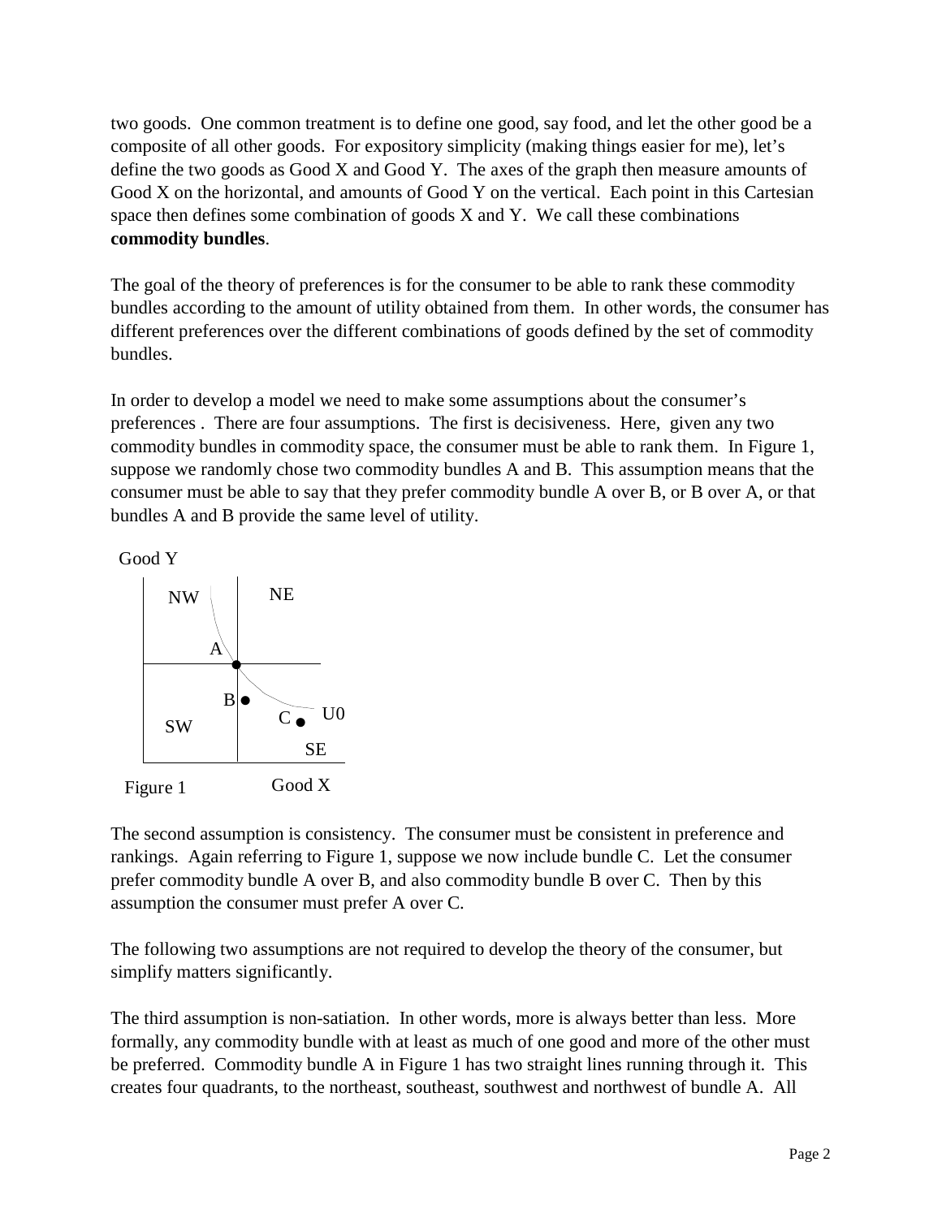two goods. One common treatment is to define one good, say food, and let the other good be a composite of all other goods. For expository simplicity (making things easier for me), let's define the two goods as Good X and Good Y. The axes of the graph then measure amounts of Good X on the horizontal, and amounts of Good Y on the vertical. Each point in this Cartesian space then defines some combination of goods X and Y. We call these combinations **commodity bundles**.

The goal of the theory of preferences is for the consumer to be able to rank these commodity bundles according to the amount of utility obtained from them. In other words, the consumer has different preferences over the different combinations of goods defined by the set of commodity bundles.

In order to develop a model we need to make some assumptions about the consumer's preferences . There are four assumptions. The first is decisiveness. Here, given any two commodity bundles in commodity space, the consumer must be able to rank them. In Figure 1, suppose we randomly chose two commodity bundles A and B. This assumption means that the consumer must be able to say that they prefer commodity bundle A over B, or B over A, or that bundles A and B provide the same level of utility.

Good Y

NW NE

A

B

C U0

SW

SE

Figure 1 Good X

The second assumption is consistency. The consumer must be consistent in preference and rankings. Again referring to Figure 1, suppose we now include bundle C. Let the consumer prefer commodity bundle A over B, and also commodity bundle B over C. Then by this assumption the consumer must prefer A over C.

The following two assumptions are not required to develop the theory of the consumer, but simplify matters significantly.

The third assumption is non-satiation. In other words, more is always better than less. More formally, any commodity bundle with at least as much of one good and more of the other must be preferred. Commodity bundle A in Figure 1 has two straight lines running through it. This creates four quadrants, to the northeast, southeast, southwest and northwest of bundle A. All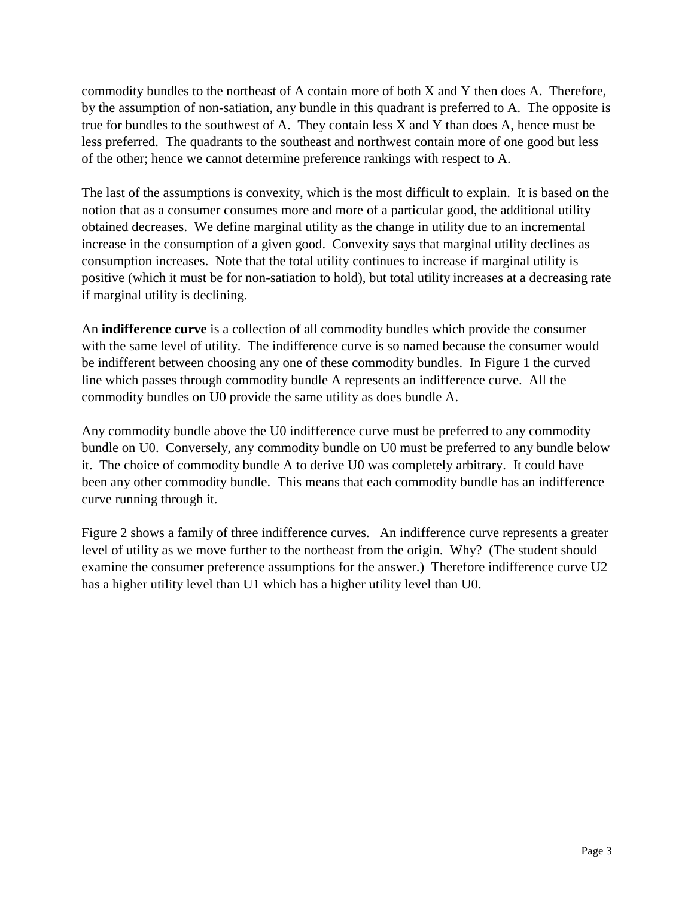commodity bundles to the northeast of A contain more of both X and Y then does A. Therefore, by the assumption of non-satiation, any bundle in this quadrant is preferred to A. The opposite is true for bundles to the southwest of A. They contain less X and Y than does A, hence must be less preferred. The quadrants to the southeast and northwest contain more of one good but less of the other; hence we cannot determine preference rankings with respect to A.

The last of the assumptions is convexity, which is the most difficult to explain. It is based on the notion that as a consumer consumes more and more of a particular good, the additional utility obtained decreases. We define marginal utility as the change in utility due to an incremental increase in the consumption of a given good. Convexity says that marginal utility declines as consumption increases. Note that the total utility continues to increase if marginal utility is positive (which it must be for non-satiation to hold), but total utility increases at a decreasing rate if marginal utility is declining.

An **indifference curve** is a collection of all commodity bundles which provide the consumer with the same level of utility. The indifference curve is so named because the consumer would be indifferent between choosing any one of these commodity bundles. In Figure 1 the curved line which passes through commodity bundle A represents an indifference curve. All the commodity bundles on U0 provide the same utility as does bundle A.

Any commodity bundle above the U0 indifference curve must be preferred to any commodity bundle on U0. Conversely, any commodity bundle on U0 must be preferred to any bundle below it. The choice of commodity bundle A to derive U0 was completely arbitrary. It could have been any other commodity bundle. This means that each commodity bundle has an indifference curve running through it.

Figure 2 shows a family of three indifference curves. An indifference curve represents a greater level of utility as we move further to the northeast from the origin. Why? (The student should examine the consumer preference assumptions for the answer.) Therefore indifference curve U2 has a higher utility level than U1 which has a higher utility level than U0.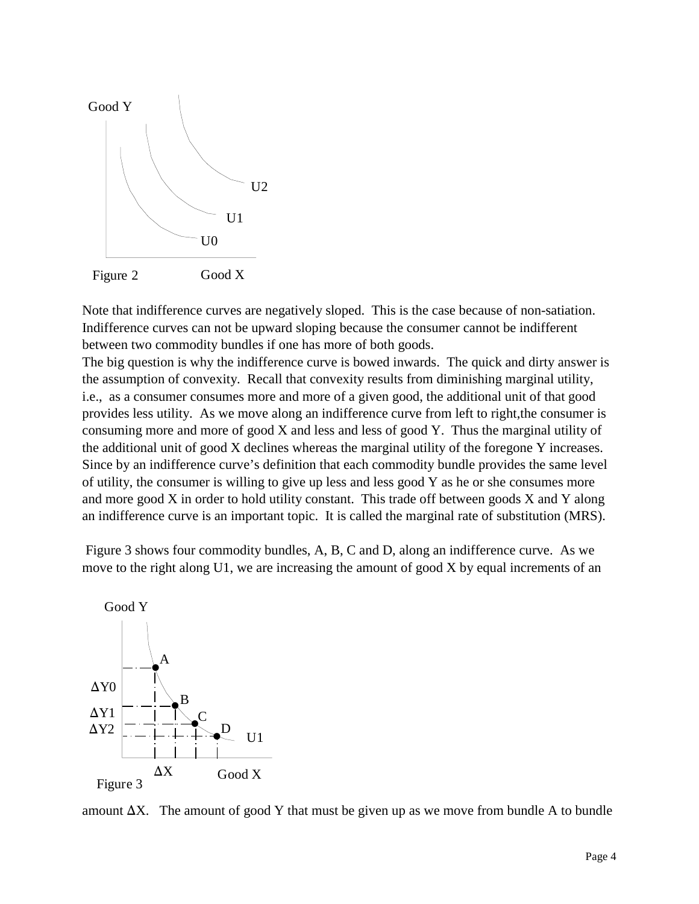Figure 2

Note that indifference curves are negatively sloped. This is the case because of non-satiation. Indifference curves can not be upward sloping because the consumer cannot be indifferent between two commodity bundles if one has more of both goods.

The big question is why the indifference curve is bowed inwards. The quick and dirty answer is the assumption of convexity. Recall that convexity results from diminishing marginal utility, i.e., as a consumer consumes more and more of a given good, the additional unit of that good provides less utility. As we move along an indifference curve from left to right,the consumer is consuming more and more of good X and less and less of good Y. Thus the marginal utility of the additional unit of good X declines whereas the marginal utility of the foregone Y increases. Since by an indifference curve's definition that each commodity bundle provides the same level of utility, the consumer is willing to give up less and less good Y as he or she consumes more and more good X in order to hold utility constant. This trade off between goods X and Y along an indifference curve is an important topic. It is called the marginal rate of substitution (MRS).

Figure 3 shows four commodity bundles, A, B, C and D, along an indifference curve. As we move to the right along U1, we are increasing the amount of good X by equal increments of an

Figure 3

amount $\Delta X$. The amount of good Y that must be given up as we move from bundle A to bundle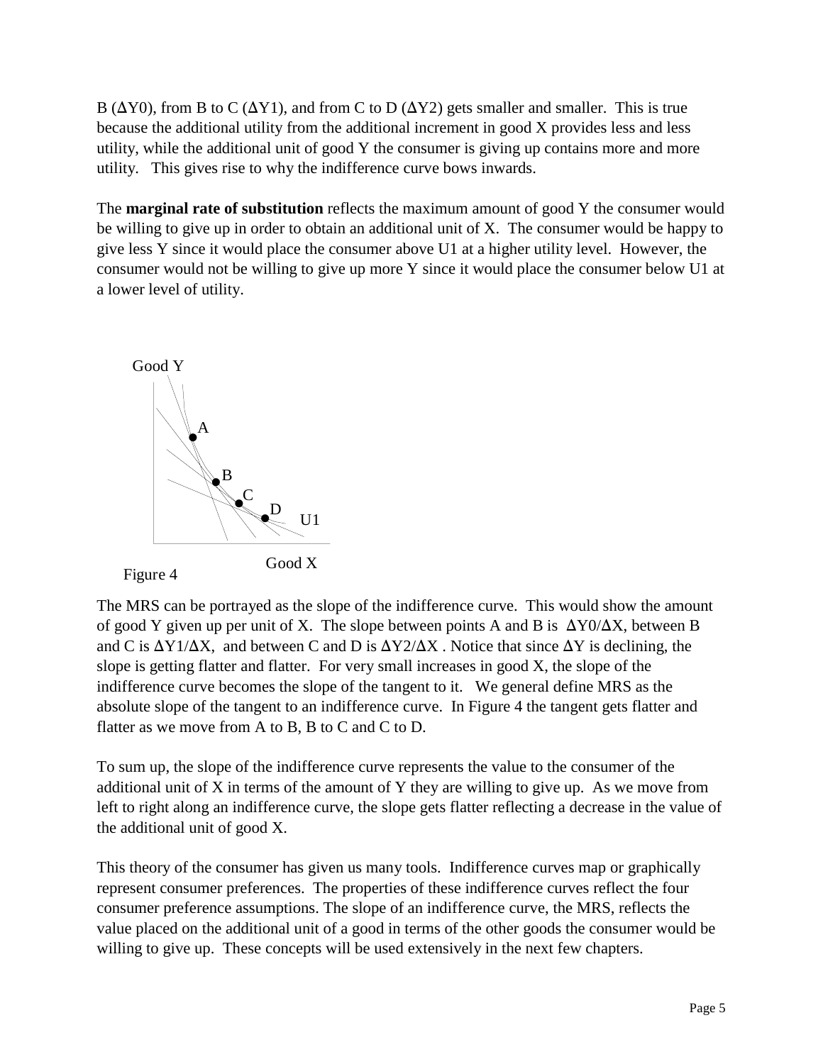B ($\Delta Y0$), from B to C ($\Delta Y1$), and from C to D ($\Delta Y2$) gets smaller and smaller. This is true because the additional utility from the additional increment in good X provides less and less utility, while the additional unit of good Y the consumer is giving up contains more and more utility. This gives rise to why the indifference curve bows inwards.

The **marginal rate of substitution** reflects the maximum amount of good Y the consumer would be willing to give up in order to obtain an additional unit of X. The consumer would be happy to give less Y since it would place the consumer above U1 at a higher utility level. However, the consumer would not be willing to give up more Y since it would place the consumer below U1 at a lower level of utility.

Figure 4

The MRS can be portrayed as the slope of the indifference curve. This would show the amount of good Y given up per unit of X. The slope between points A and B is $\Delta Y0/\Delta X$, between B and C is $\Delta Y1/\Delta X$, and between C and D is $\Delta Y2/\Delta X$ . Notice that since $\Delta Y$ is declining, the slope is getting flatter and flatter. For very small increases in good X, the slope of the indifference curve becomes the slope of the tangent to it. We general define MRS as the absolute slope of the tangent to an indifference curve. In Figure 4 the tangent gets flatter and flatter as we move from A to B, B to C and C to D.

To sum up, the slope of the indifference curve represents the value to the consumer of the additional unit of X in terms of the amount of Y they are willing to give up. As we move from left to right along an indifference curve, the slope gets flatter reflecting a decrease in the value of the additional unit of good X.

This theory of the consumer has given us many tools. Indifference curves map or graphically represent consumer preferences. The properties of these indifference curves reflect the four consumer preference assumptions. The slope of an indifference curve, the MRS, reflects the value placed on the additional unit of a good in terms of the other goods the consumer would be willing to give up. These concepts will be used extensively in the next few chapters.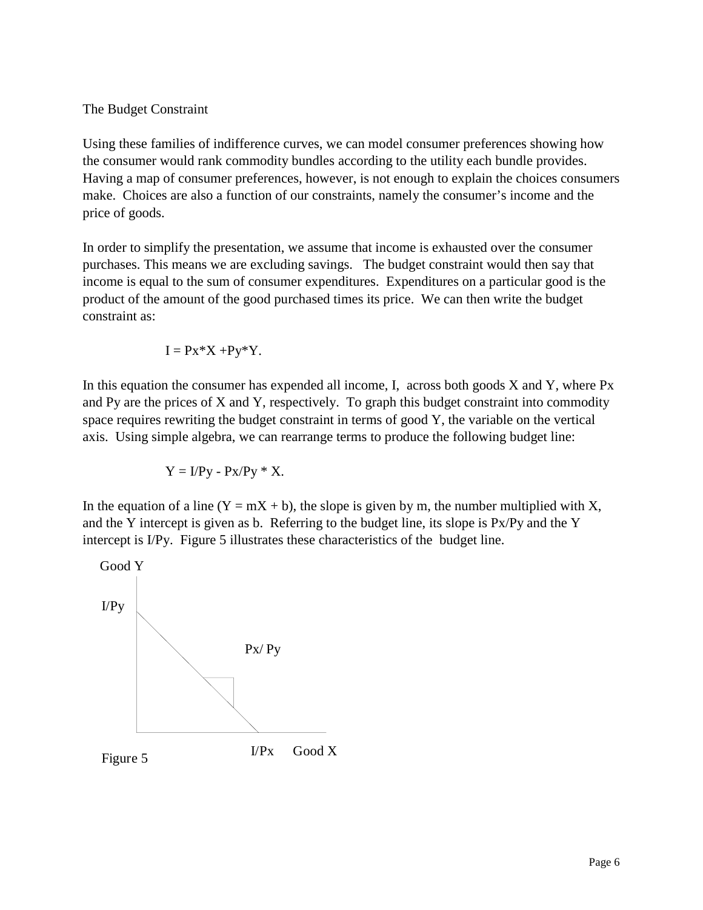## The Budget Constraint

Using these families of indifference curves, we can model consumer preferences showing how the consumer would rank commodity bundles according to the utility each bundle provides. Having a map of consumer preferences, however, is not enough to explain the choices consumers make. Choices are also a function of our constraints, namely the consumer's income and the price of goods.

In order to simplify the presentation, we assume that income is exhausted over the consumer purchases. This means we are excluding savings. The budget constraint would then say that income is equal to the sum of consumer expenditures. Expenditures on a particular good is the product of the amount of the good purchased times its price. We can then write the budget constraint as:

$$I = Px*X + Py*Y.$$

In this equation the consumer has expended all income, I, across both goods X and Y, where Px and Py are the prices of X and Y, respectively. To graph this budget constraint into commodity space requires rewriting the budget constraint in terms of good Y, the variable on the vertical axis. Using simple algebra, we can rearrange terms to produce the following budget line:

$$Y = I/Py - Px/Py * X.$$

In the equation of a line ($Y = mX + b$), the slope is given by m, the number multiplied with X, and the Y intercept is given as b. Referring to the budget line, its slope is Px/Py and the Y intercept is I/Py. Figure 5 illustrates these characteristics of the budget line.

Good Y

I/Py

Px/ Py

I/Px Good X

Figure 5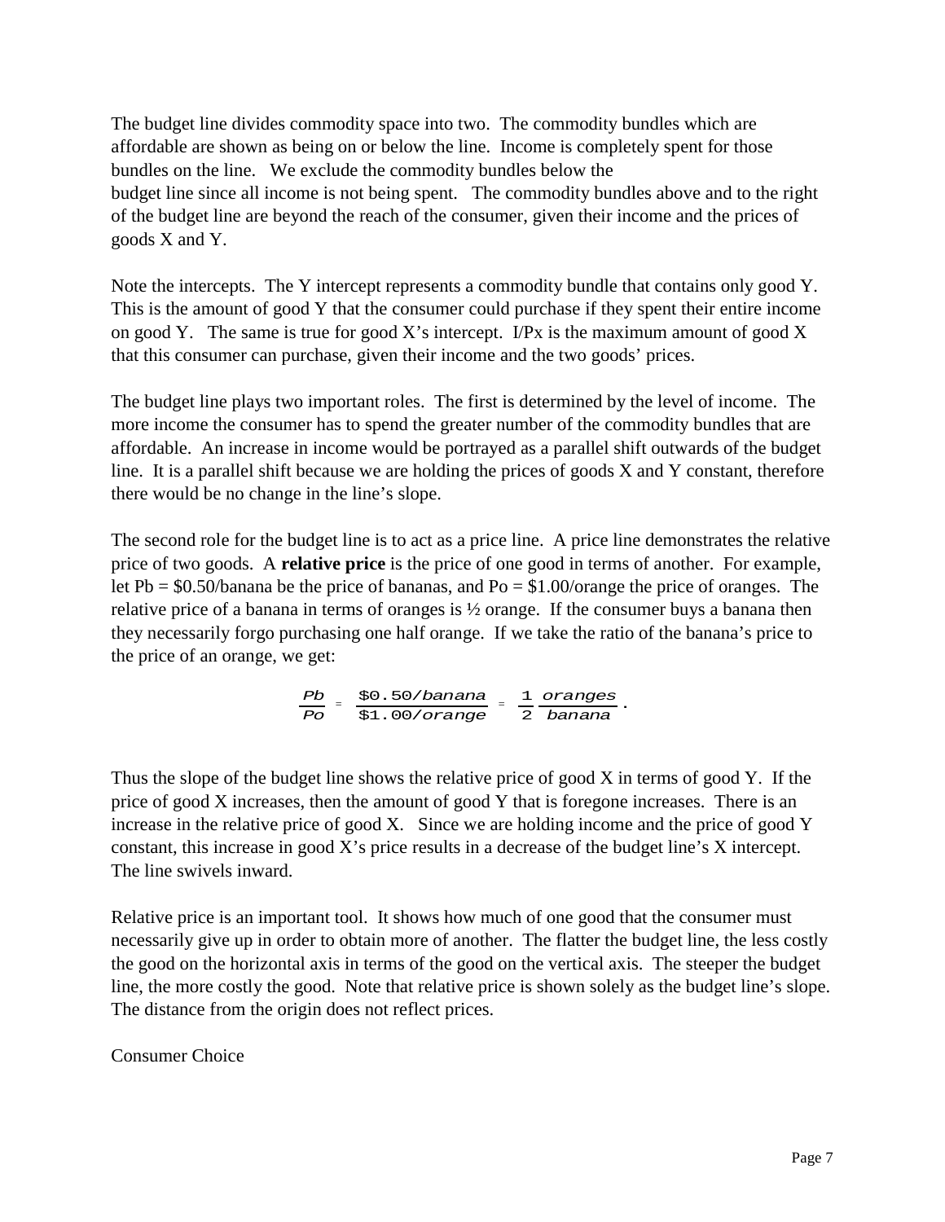The budget line divides commodity space into two. The commodity bundles which are affordable are shown as being on or below the line. Income is completely spent for those bundles on the line. We exclude the commodity bundles below the budget line since all income is not being spent. The commodity bundles above and to the right of the budget line are beyond the reach of the consumer, given their income and the prices of goods X and Y.

Note the intercepts. The Y intercept represents a commodity bundle that contains only good Y. This is the amount of good Y that the consumer could purchase if they spent their entire income on good Y. The same is true for good X's intercept. $I/Px$ is the maximum amount of good X that this consumer can purchase, given their income and the two goods' prices.

The budget line plays two important roles. The first is determined by the level of income. The more income the consumer has to spend the greater number of the commodity bundles that are affordable. An increase in income would be portrayed as a parallel shift outwards of the budget line. It is a parallel shift because we are holding the prices of goods X and Y constant, therefore there would be no change in the line's slope.

The second role for the budget line is to act as a price line. A price line demonstrates the relative price of two goods. A **relative price** is the price of one good in terms of another. For example, let $Pb = \$0.50/\text{banana}$ be the price of bananas, and $Po = \$1.00/\text{orange}$ the price of oranges. The relative price of a banana in terms of oranges is ½ orange. If the consumer buys a banana then they necessarily forgo purchasing one half orange. If we take the ratio of the banana's price to the price of an orange, we get:

$$\frac{Pb}{Po} = \frac{\$0.50/banana}{\$1.00/orange} = \frac{1}{2}\frac{oranges}{banana}.$$

Thus the slope of the budget line shows the relative price of good X in terms of good Y. If the price of good X increases, then the amount of good Y that is foregone increases. There is an increase in the relative price of good X. Since we are holding income and the price of good Y constant, this increase in good X's price results in a decrease of the budget line's X intercept. The line swivels inward.

Relative price is an important tool. It shows how much of one good that the consumer must necessarily give up in order to obtain more of another. The flatter the budget line, the less costly the good on the horizontal axis in terms of the good on the vertical axis. The steeper the budget line, the more costly the good. Note that relative price is shown solely as the budget line's slope. The distance from the origin does not reflect prices.

Consumer Choice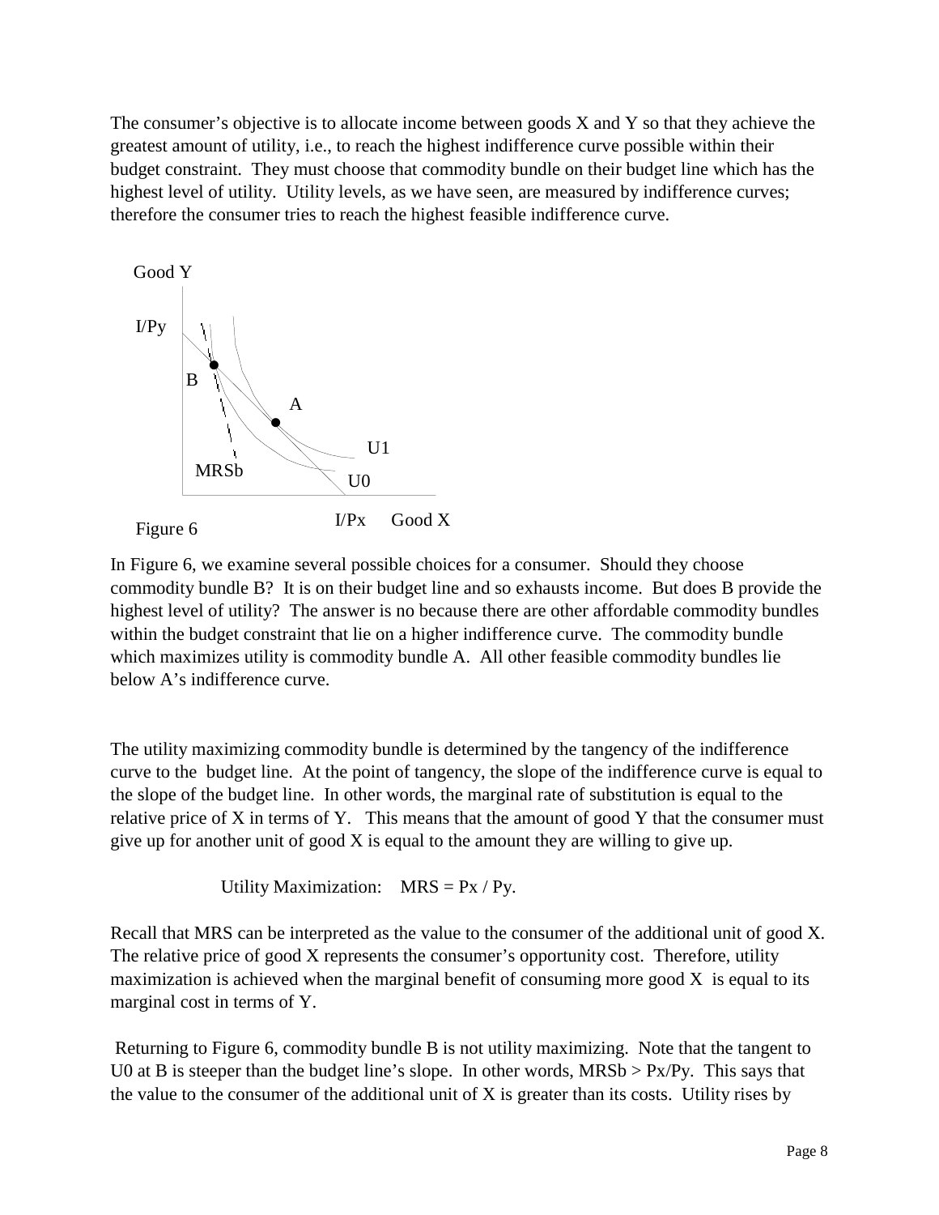The consumer's objective is to allocate income between goods X and Y so that they achieve the greatest amount of utility, i.e., to reach the highest indifference curve possible within their budget constraint. They must choose that commodity bundle on their budget line which has the highest level of utility. Utility levels, as we have seen, are measured by indifference curves; therefore the consumer tries to reach the highest feasible indifference curve.

Figure 6

In Figure 6, we examine several possible choices for a consumer. Should they choose commodity bundle B? It is on their budget line and so exhausts income. But does B provide the highest level of utility? The answer is no because there are other affordable commodity bundles within the budget constraint that lie on a higher indifference curve. The commodity bundle which maximizes utility is commodity bundle A. All other feasible commodity bundles lie below A's indifference curve.

The utility maximizing commodity bundle is determined by the tangency of the indifference curve to the budget line. At the point of tangency, the slope of the indifference curve is equal to the slope of the budget line. In other words, the marginal rate of substitution is equal to the relative price of X in terms of Y. This means that the amount of good Y that the consumer must give up for another unit of good X is equal to the amount they are willing to give up.

$$\text{Utility Maximization:} \quad MRS = P_x / P_y.$$

Recall that MRS can be interpreted as the value to the consumer of the additional unit of good X. The relative price of good X represents the consumer's opportunity cost. Therefore, utility maximization is achieved when the marginal benefit of consuming more good X is equal to its marginal cost in terms of Y.

Returning to Figure 6, commodity bundle B is not utility maximizing. Note that the tangent to U0 at B is steeper than the budget line's slope. In other words, $MRS_b > P_x/P_y$. This says that the value to the consumer of the additional unit of X is greater than its costs. Utility rises by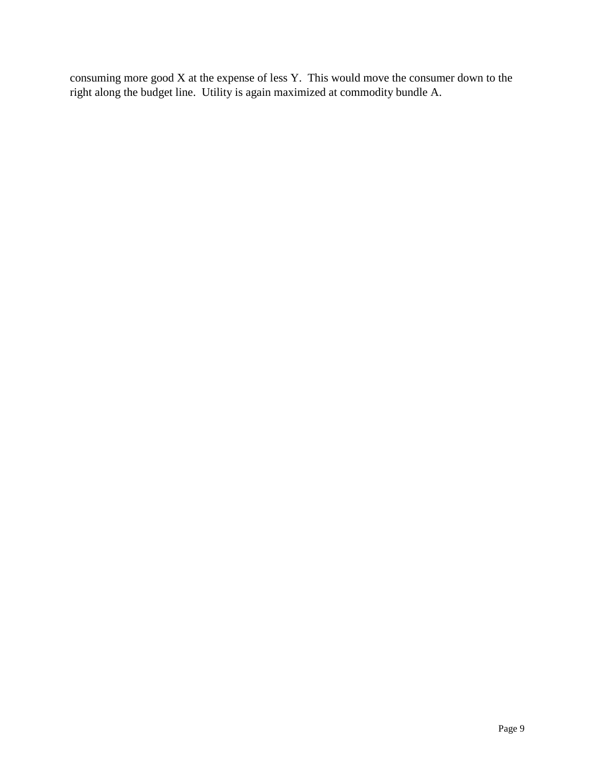consuming more good X at the expense of less Y. This would move the consumer down to the right along the budget line. Utility is again maximized at commodity bundle A.